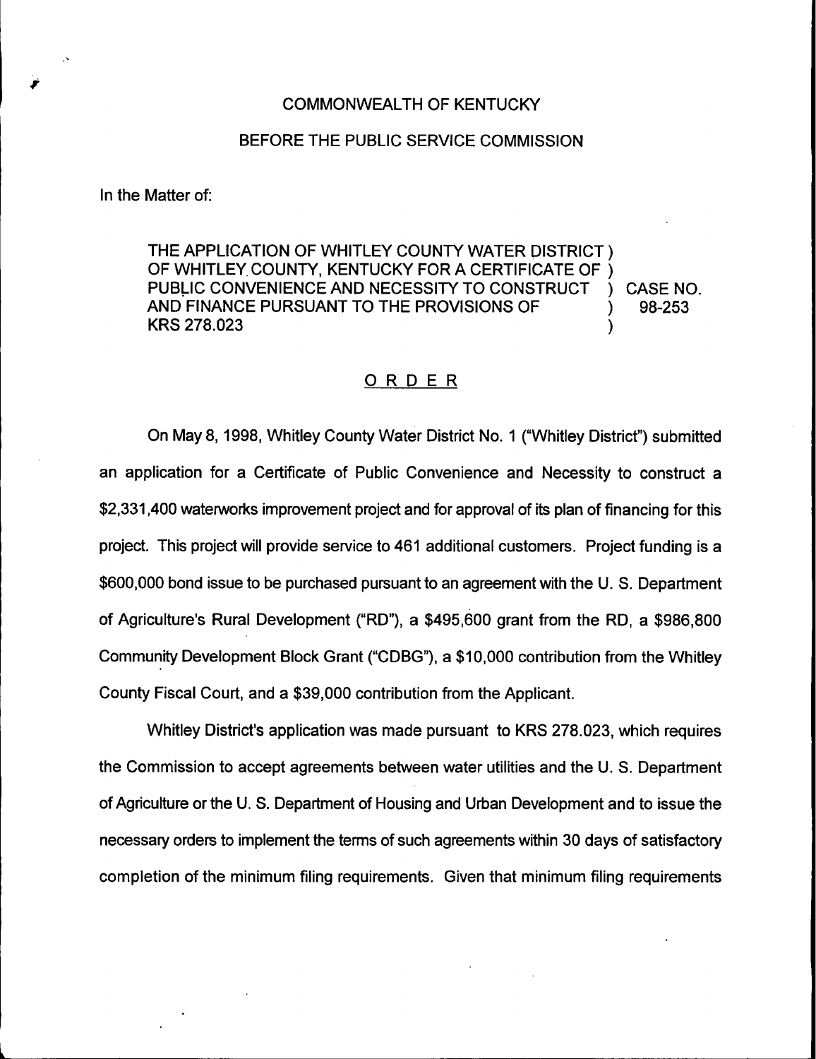COMMONWEALTH OF KENTUCKY

BEFORE THE PUBLIC SERVICE COMMISSION

In the Matter of:

| | | |
|---|---|---|
| THE APPLICATION OF WHITLEY COUNTY WATER DISTRICT OF WHITLEY COUNTY, KENTUCKY FOR A CERTIFICATE OF PUBLIC CONVENIENCE AND NECESSITY TO CONSTRUCT AND FINANCE PURSUANT TO THE PROVISIONS OF KRS 278.023 | ) | CASE NO. 98-253 |

## ORDER

On May 8, 1998, Whitley County Water District No. 1 ("Whitley District") submitted an application for a Certificate of Public Convenience and Necessity to construct a $2,331,400 waterworks improvement project and for approval of its plan of financing for this project. This project will provide service to 461 additional customers. Project funding is a $600,000 bond issue to be purchased pursuant to an agreement with the U. S. Department of Agriculture's Rural Development ("RD"), a $495,600 grant from the RD, a $986,800 Community Development Block Grant ("CDBG"), a $10,000 contribution from the Whitley County Fiscal Court, and a $39,000 contribution from the Applicant.

Whitley District's application was made pursuant to KRS 278.023, which requires the Commission to accept agreements between water utilities and the U. S. Department of Agriculture or the U. S. Department of Housing and Urban Development and to issue the necessary orders to implement the terms of such agreements within 30 days of satisfactory completion of the minimum filing requirements. Given that minimum filing requirements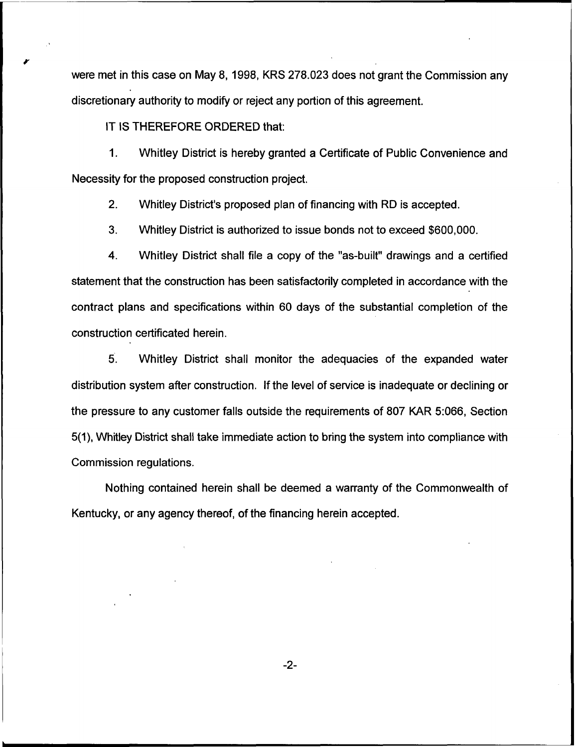were met in this case on May 8, 1998, KRS 278.023 does not grant the Commission any discretionary authority to modify or reject any portion of this agreement.

IT IS THEREFORE ORDERED that:

1. Whitley District is hereby granted a Certificate of Public Convenience and Necessity for the proposed construction project.

2. Whitley District's proposed plan of financing with RD is accepted.

3. Whitley District is authorized to issue bonds not to exceed $600,000.

4. Whitley District shall file a copy of the "as-built" drawings and a certified statement that the construction has been satisfactorily completed in accordance with the contract plans and specifications within 60 days of the substantial completion of the construction certificated herein.

5. Whitley District shall monitor the adequacies of the expanded water distribution system after construction. If the level of service is inadequate or declining or the pressure to any customer falls outside the requirements of 807 KAR 5:066, Section 5(1), Whitley District shall take immediate action to bring the system into compliance with Commission regulations.

Nothing contained herein shall be deemed a warranty of the Commonwealth of Kentucky, or any agency thereof, of the financing herein accepted.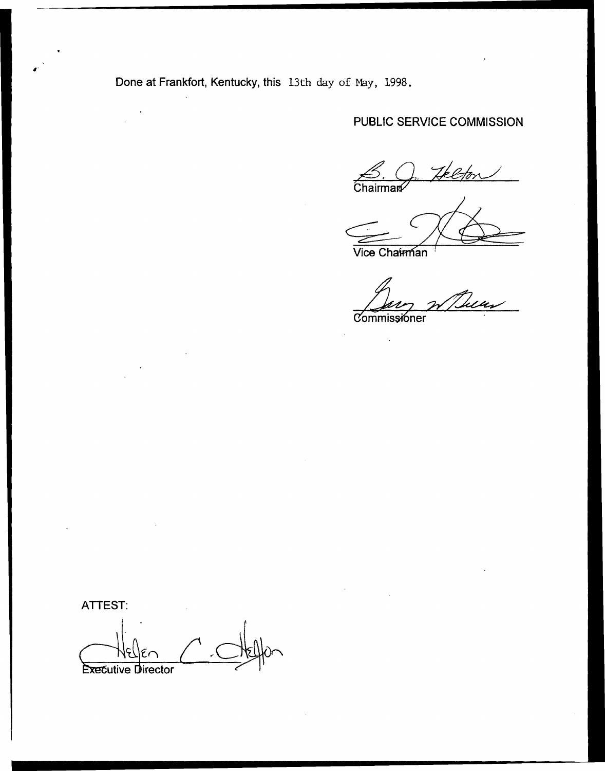Done at Frankfort, Kentucky, this 13th day of May, 1998.

PUBLIC SERVICE COMMISSION

Chairman

Vice Chairman

Commissioner

ATTEST:

Executive Director